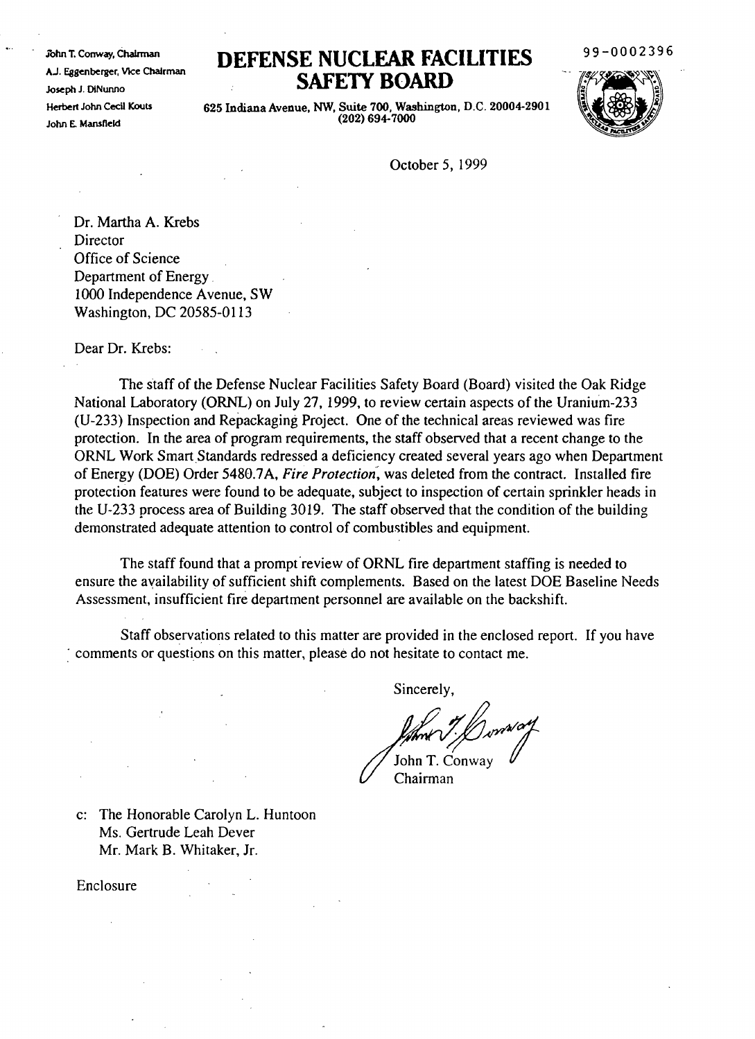John T. Conway, Chairman
A.J. Eggenberger, Vice Chairman
Joseph J. DiNunno
Herbert John Cecil Kouts
John E. Mansfield

# DEFENSE NUCLEAR FACILITIES SAFETY BOARD

625 Indiana Avenue, NW, Suite 700, Washington, D.C. 20004-2901
(202) 694-7000

99-0002396

October 5, 1999

Dr. Martha A. Krebs
Director
Office of Science
Department of Energy
1000 Independence Avenue, SW
Washington, DC 20585-0113

Dear Dr. Krebs:

The staff of the Defense Nuclear Facilities Safety Board (Board) visited the Oak Ridge National Laboratory (ORNL) on July 27, 1999, to review certain aspects of the Uranium-233 (U-233) Inspection and Repackaging Project. One of the technical areas reviewed was fire protection. In the area of program requirements, the staff observed that a recent change to the ORNL Work Smart Standards redressed a deficiency created several years ago when Department of Energy (DOE) Order 5480.7A, *Fire Protection*, was deleted from the contract. Installed fire protection features were found to be adequate, subject to inspection of certain sprinkler heads in the U-233 process area of Building 3019. The staff observed that the condition of the building demonstrated adequate attention to control of combustibles and equipment.

The staff found that a prompt review of ORNL fire department staffing is needed to ensure the availability of sufficient shift complements. Based on the latest DOE Baseline Needs Assessment, insufficient fire department personnel are available on the backshift.

Staff observations related to this matter are provided in the enclosed report. If you have comments or questions on this matter, please do not hesitate to contact me.

Sincerely,

John T. Conway
Chairman

c: The Honorable Carolyn L. Huntoon
Ms. Gertrude Leah Dever
Mr. Mark B. Whitaker, Jr.

Enclosure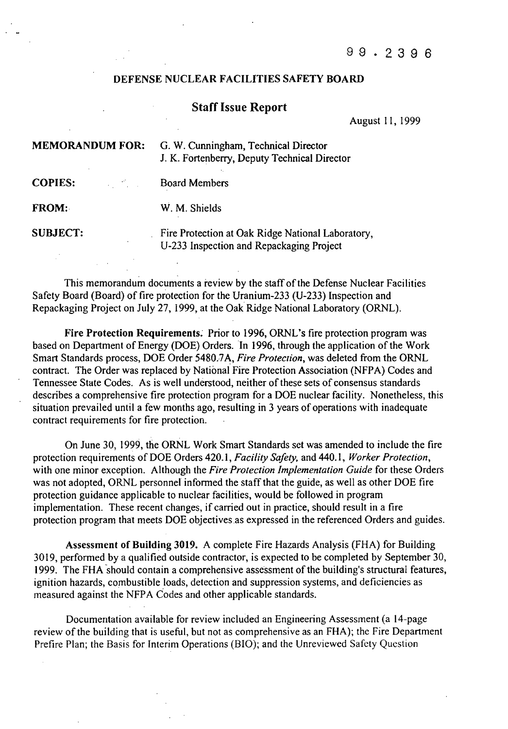99 . 2396

# DEFENSE NUCLEAR FACILITIES SAFETY BOARD

## Staff Issue Report

August 11, 1999

**MEMORANDUM FOR:** G. W. Cunningham, Technical Director
J. K. Fortenberry, Deputy Technical Director

**COPIES:** Board Members

**FROM:** W. M. Shields

**SUBJECT:** Fire Protection at Oak Ridge National Laboratory, U-233 Inspection and Repackaging Project

This memorandum documents a review by the staff of the Defense Nuclear Facilities Safety Board (Board) of fire protection for the Uranium-233 (U-233) Inspection and Repackaging Project on July 27, 1999, at the Oak Ridge National Laboratory (ORNL).

**Fire Protection Requirements.** Prior to 1996, ORNL's fire protection program was based on Department of Energy (DOE) Orders. In 1996, through the application of the Work Smart Standards process, DOE Order 5480.7A, *Fire Protection*, was deleted from the ORNL contract. The Order was replaced by National Fire Protection Association (NFPA) Codes and Tennessee State Codes. As is well understood, neither of these sets of consensus standards describes a comprehensive fire protection program for a DOE nuclear facility. Nonetheless, this situation prevailed until a few months ago, resulting in 3 years of operations with inadequate contract requirements for fire protection.

On June 30, 1999, the ORNL Work Smart Standards set was amended to include the fire protection requirements of DOE Orders 420.1, *Facility Safety,* and 440.1, *Worker Protection*, with one minor exception. Although the *Fire Protection Implementation Guide* for these Orders was not adopted, ORNL personnel informed the staff that the guide, as well as other DOE fire protection guidance applicable to nuclear facilities, would be followed in program implementation. These recent changes, if carried out in practice, should result in a fire protection program that meets DOE objectives as expressed in the referenced Orders and guides.

**Assessment of Building 3019.** A complete Fire Hazards Analysis (FHA) for Building 3019, performed by a qualified outside contractor, is expected to be completed by September 30, 1999. The FHA should contain a comprehensive assessment of the building's structural features, ignition hazards, combustible loads, detection and suppression systems, and deficiencies as measured against the NFPA Codes and other applicable standards.

Documentation available for review included an Engineering Assessment (a 14-page review of the building that is useful, but not as comprehensive as an FHA); the Fire Department Prefire Plan; the Basis for Interim Operations (BIO); and the Unreviewed Safety Question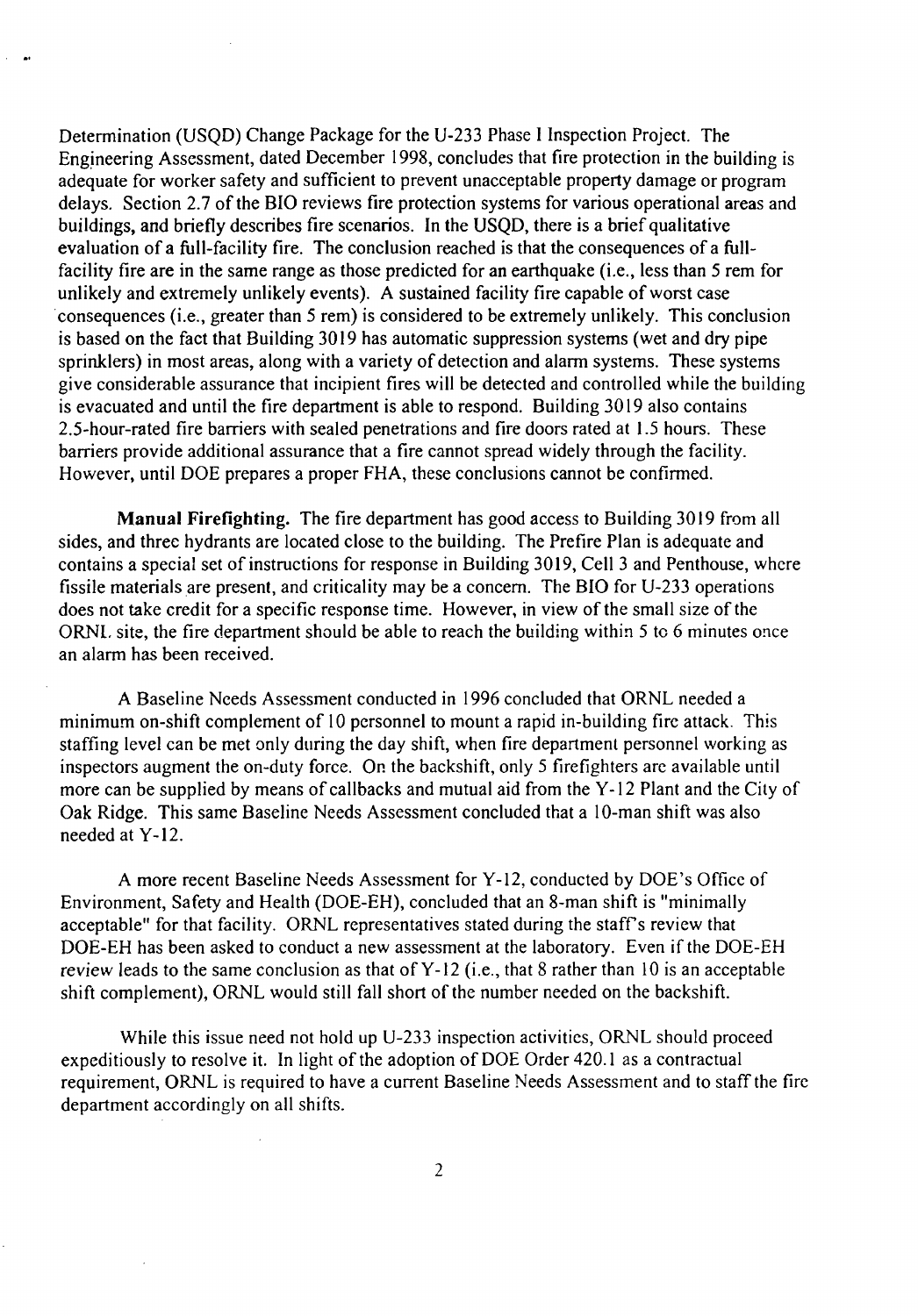Determination (USQD) Change Package for the U-233 Phase I Inspection Project. The Engineering Assessment, dated December 1998, concludes that fire protection in the building is adequate for worker safety and sufficient to prevent unacceptable property damage or program delays. Section 2.7 of the BIO reviews fire protection systems for various operational areas and buildings, and briefly describes fire scenarios. In the USQD, there is a brief qualitative evaluation of a full-facility fire. The conclusion reached is that the consequences of a full-facility fire are in the same range as those predicted for an earthquake (i.e., less than 5 rem for unlikely and extremely unlikely events). A sustained facility fire capable of worst case consequences (i.e., greater than 5 rem) is considered to be extremely unlikely. This conclusion is based on the fact that Building 3019 has automatic suppression systems (wet and dry pipe sprinklers) in most areas, along with a variety of detection and alarm systems. These systems give considerable assurance that incipient fires will be detected and controlled while the building is evacuated and until the fire department is able to respond. Building 3019 also contains 2.5-hour-rated fire barriers with sealed penetrations and fire doors rated at 1.5 hours. These barriers provide additional assurance that a fire cannot spread widely through the facility. However, until DOE prepares a proper FHA, these conclusions cannot be confirmed.

**Manual Firefighting.** The fire department has good access to Building 3019 from all sides, and three hydrants are located close to the building. The Prefire Plan is adequate and contains a special set of instructions for response in Building 3019, Cell 3 and Penthouse, where fissile materials are present, and criticality may be a concern. The BIO for U-233 operations does not take credit for a specific response time. However, in view of the small size of the ORNL site, the fire department should be able to reach the building within 5 to 6 minutes once an alarm has been received.

A Baseline Needs Assessment conducted in 1996 concluded that ORNL needed a minimum on-shift complement of 10 personnel to mount a rapid in-building fire attack. This staffing level can be met only during the day shift, when fire department personnel working as inspectors augment the on-duty force. On the backshift, only 5 firefighters are available until more can be supplied by means of callbacks and mutual aid from the Y-12 Plant and the City of Oak Ridge. This same Baseline Needs Assessment concluded that a 10-man shift was also needed at Y-12.

A more recent Baseline Needs Assessment for Y-12, conducted by DOE's Office of Environment, Safety and Health (DOE-EH), concluded that an 8-man shift is "minimally acceptable" for that facility. ORNL representatives stated during the staff's review that DOE-EH has been asked to conduct a new assessment at the laboratory. Even if the DOE-EH review leads to the same conclusion as that of Y-12 (i.e., that 8 rather than 10 is an acceptable shift complement), ORNL would still fall short of the number needed on the backshift.

While this issue need not hold up U-233 inspection activities, ORNL should proceed expeditiously to resolve it. In light of the adoption of DOE Order 420.1 as a contractual requirement, ORNL is required to have a current Baseline Needs Assessment and to staff the fire department accordingly on all shifts.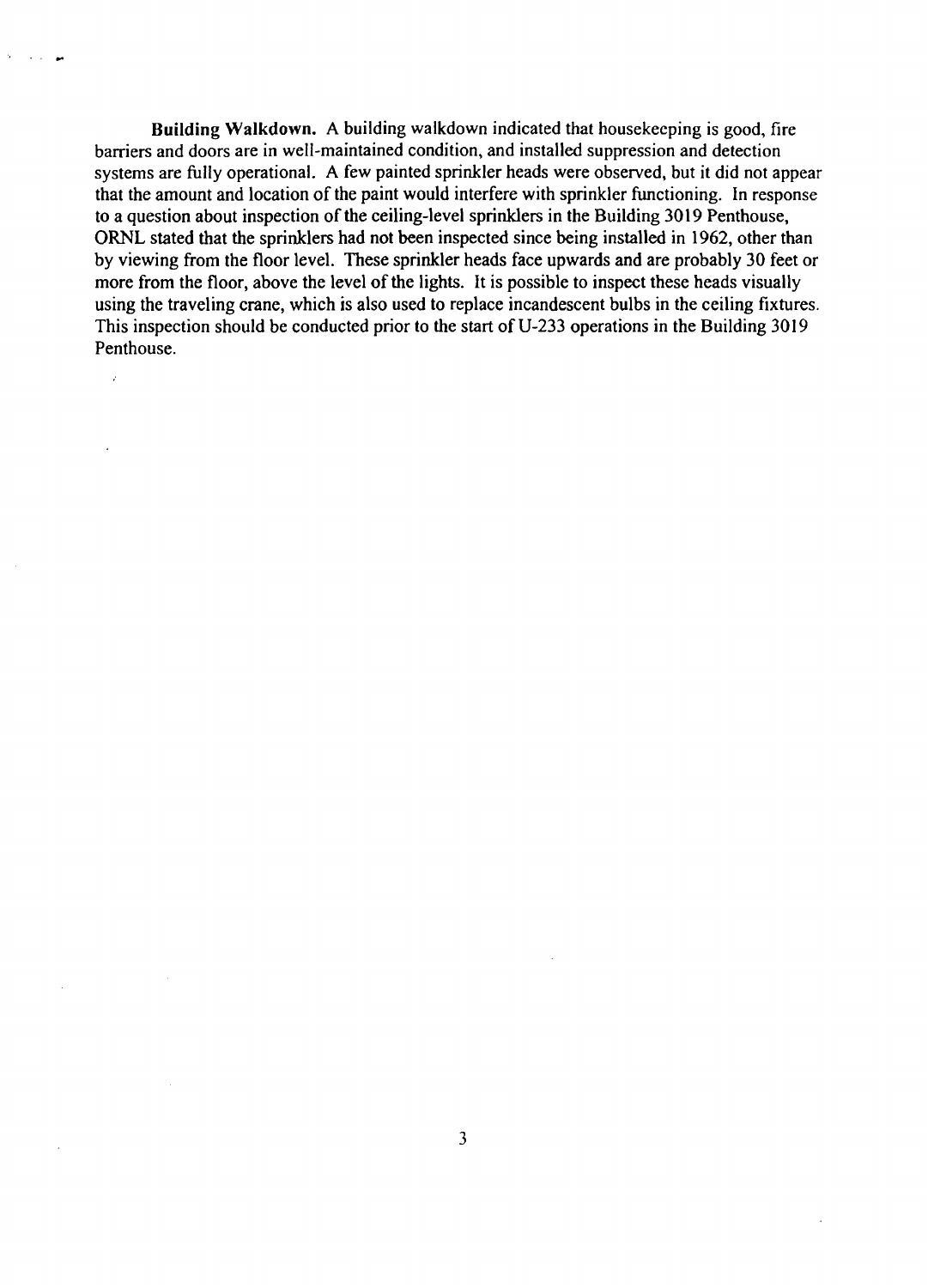**Building Walkdown.** A building walkdown indicated that housekeeping is good, fire barriers and doors are in well-maintained condition, and installed suppression and detection systems are fully operational. A few painted sprinkler heads were observed, but it did not appear that the amount and location of the paint would interfere with sprinkler functioning. In response to a question about inspection of the ceiling-level sprinklers in the Building 3019 Penthouse, ORNL stated that the sprinklers had not been inspected since being installed in 1962, other than by viewing from the floor level. These sprinkler heads face upwards and are probably 30 feet or more from the floor, above the level of the lights. It is possible to inspect these heads visually using the traveling crane, which is also used to replace incandescent bulbs in the ceiling fixtures. This inspection should be conducted prior to the start of U-233 operations in the Building 3019 Penthouse.